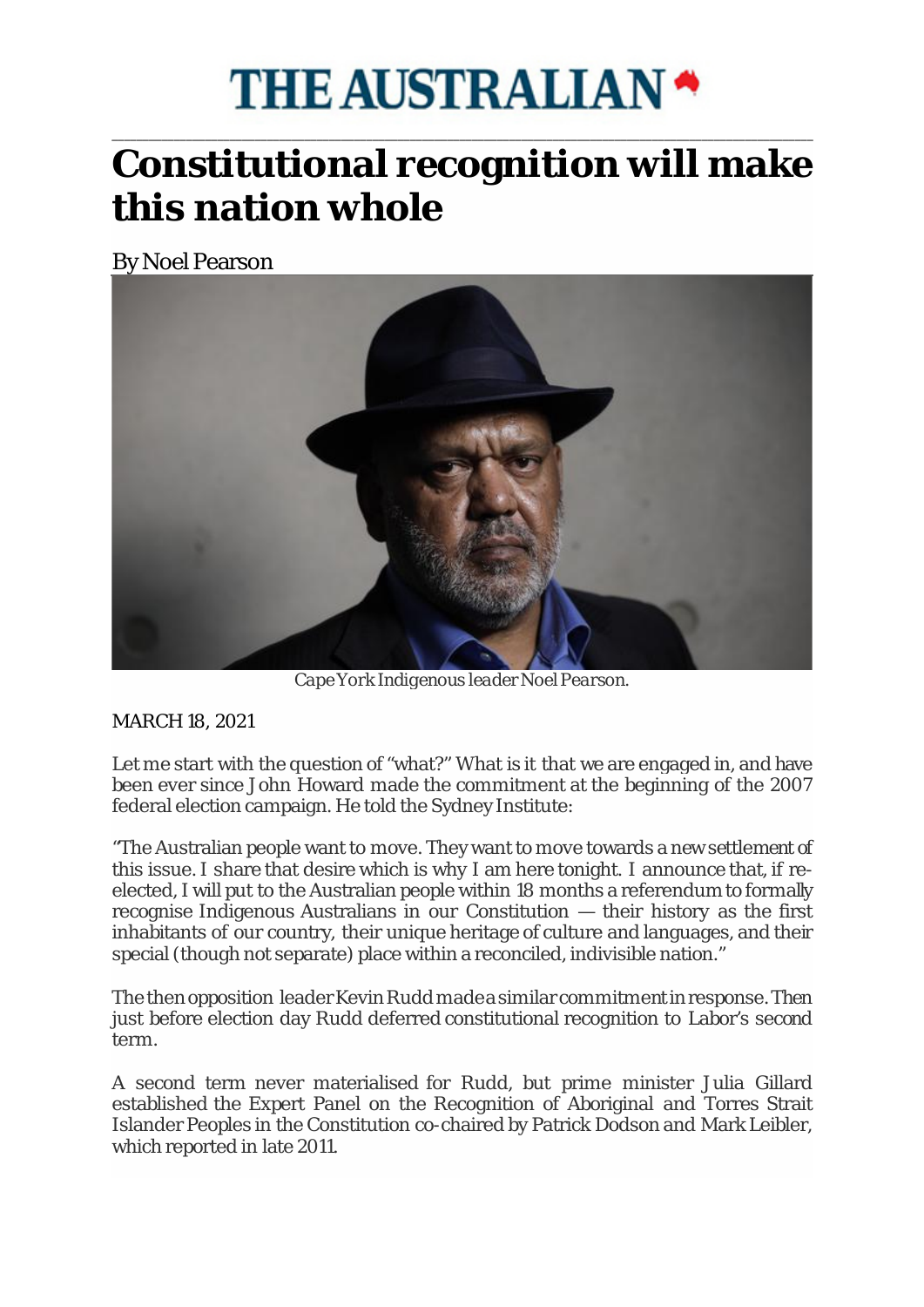# THE AUSTRALIAN

# Constitutional recognition will make this nation whole

By Noel Pearson

*Cape York Indigenous leader Noel Pearson.*

MARCH 18, 2021

Let me start with the question of "what?" What is it that we are engaged in, and have been ever since John Howard made the commitment at the beginning of the 2007 federal election campaign. He told the Sydney Institute:

"The Australian people want to move. They want to move towards a new settlement of this issue. I share that desire which is why I am here tonight. I announce that, if re-elected, I will put to the Australian people within 18 months a referendum to formally recognise Indigenous Australians in our Constitution — their history as the first inhabitants of our country, their unique heritage of culture and languages, and their special (though not separate) place within a reconciled, indivisible nation."

The then opposition leader Kevin Rudd made a similar commitment in response. Then just before election day Rudd deferred constitutional recognition to Labor's second term.

A second term never materialised for Rudd, but prime minister Julia Gillard established the Expert Panel on the Recognition of Aboriginal and Torres Strait Islander Peoples in the Constitution co-chaired by Patrick Dodson and Mark Leibler, which reported in late 2011.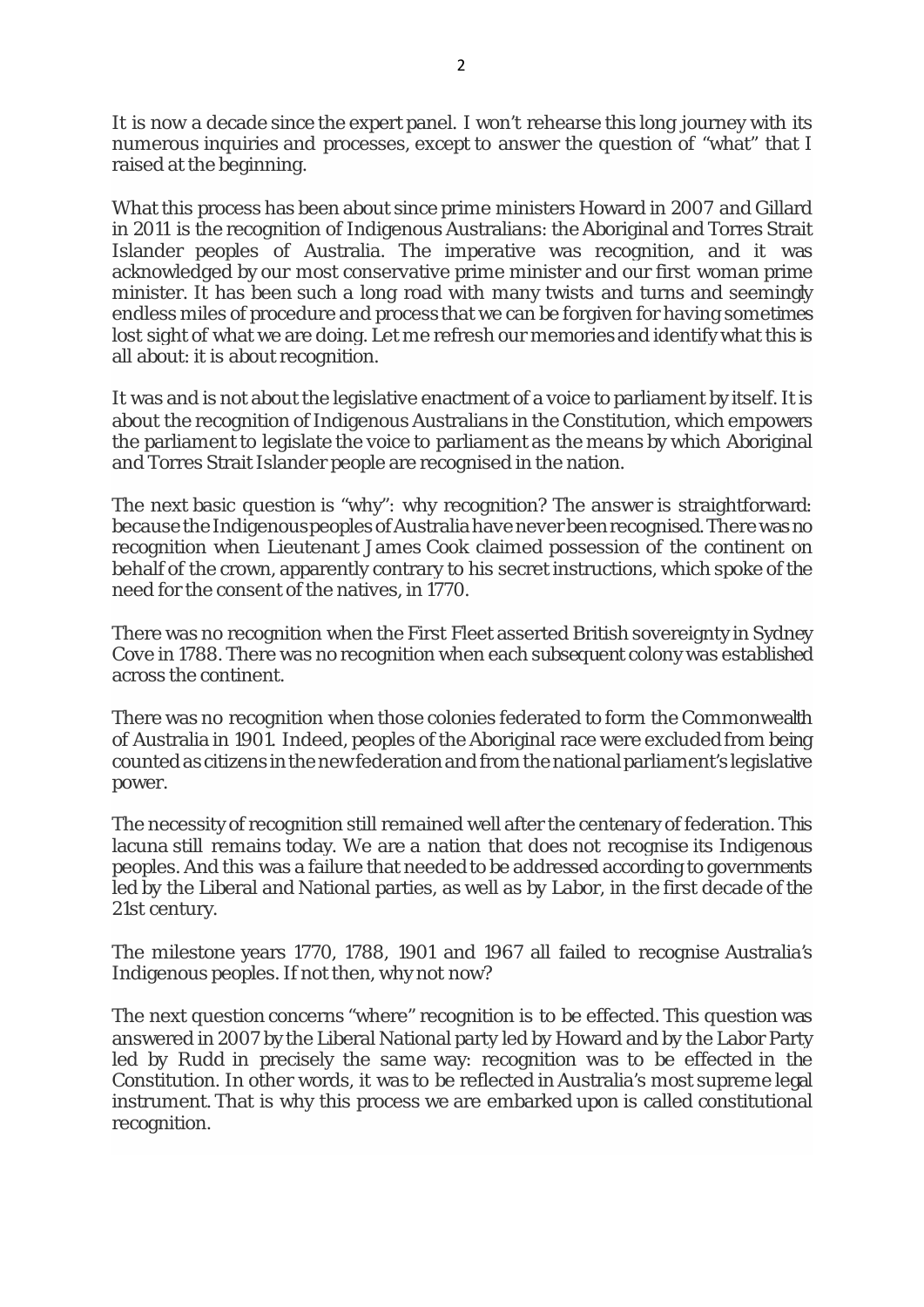It is now a decade since the expert panel. I won't rehearse this long journey with its numerous inquiries and processes, except to answer the question of "what" that I raised at the beginning.

What this process has been about since prime ministers Howard in 2007 and Gillard in 2011 is the recognition of Indigenous Australians: the Aboriginal and Torres Strait Islander peoples of Australia. The imperative was recognition, and it was acknowledged by our most conservative prime minister and our first woman prime minister. It has been such a long road with many twists and turns and seemingly endless miles of procedure and process that we can be forgiven for having sometimes lost sight of what we are doing. Let me refresh our memories and identify what this is all about: it is about recognition.

It was and is not about the legislative enactment of a voice to parliament by itself. It is about the recognition of Indigenous Australians in the Constitution, which empowers the parliament to legislate the voice to parliament as the means by which Aboriginal and Torres Strait Islander people are recognised in the nation.

The next basic question is "why": why recognition? The answer is straightforward: because the Indigenous peoples of Australia have never been recognised. There was no recognition when Lieutenant James Cook claimed possession of the continent on behalf of the crown, apparently contrary to his secret instructions, which spoke of the need for the consent of the natives, in 1770.

There was no recognition when the First Fleet asserted British sovereignty in Sydney Cove in 1788. There was no recognition when each subsequent colony was established across the continent.

There was no recognition when those colonies federated to form the Commonwealth of Australia in 1901. Indeed, peoples of the Aboriginal race were excluded from being counted as citizens in the new federation and from the national parliament's legislative power.

The necessity of recognition still remained well after the centenary of federation. This lacuna still remains today. We are a nation that does not recognise its Indigenous peoples. And this was a failure that needed to be addressed according to governments led by the Liberal and National parties, as well as by Labor, in the first decade of the 21st century.

The milestone years 1770, 1788, 1901 and 1967 all failed to recognise Australia's Indigenous peoples. If not then, why not now?

The next question concerns "where" recognition is to be effected. This question was answered in 2007 by the Liberal National party led by Howard and by the Labor Party led by Rudd in precisely the same way: recognition was to be effected in the Constitution. In other words, it was to be reflected in Australia's most supreme legal instrument. That is why this process we are embarked upon is called constitutional recognition.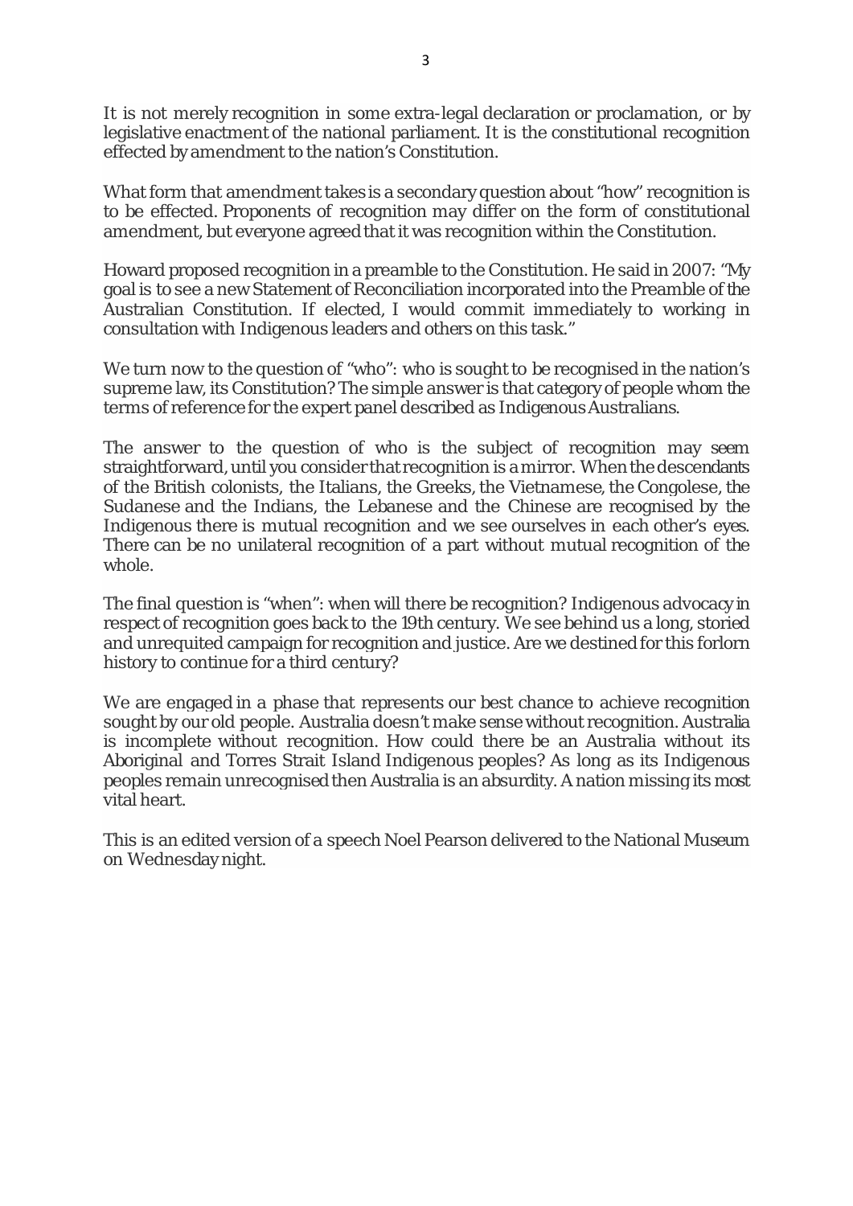It is not merely recognition in some extra-legal declaration or proclamation, or by legislative enactment of the national parliament. It is the constitutional recognition effected by amendment to the nation's Constitution.

What form that amendment takes is a secondary question about "how" recognition is to be effected. Proponents of recognition may differ on the form of constitutional amendment, but everyone agreed that it was recognition within the Constitution.

Howard proposed recognition in a preamble to the Constitution. He said in 2007: "My goal is to see a new Statement of Reconciliation incorporated into the Preamble of the Australian Constitution. If elected, I would commit immediately to working in consultation with Indigenous leaders and others on this task."

We turn now to the question of "who": who is sought to be recognised in the nation's supreme law, its Constitution? The simple answer is that category of people whom the terms of reference for the expert panel described as Indigenous Australians.

The answer to the question of who is the subject of recognition may seem straightforward, until you consider that recognition is a mirror. When the descendants of the British colonists, the Italians, the Greeks, the Vietnamese, the Congolese, the Sudanese and the Indians, the Lebanese and the Chinese are recognised by the Indigenous there is mutual recognition and we see ourselves in each other's eyes. There can be no unilateral recognition of a part without mutual recognition of the whole.

The final question is "when": when will there be recognition? Indigenous advocacy in respect of recognition goes back to the 19th century. We see behind us a long, storied and unrequited campaign for recognition and justice. Are we destined for this forlorn history to continue for a third century?

We are engaged in a phase that represents our best chance to achieve recognition sought by our old people. Australia doesn't make sense without recognition. Australia is incomplete without recognition. How could there be an Australia without its Aboriginal and Torres Strait Island Indigenous peoples? As long as its Indigenous peoples remain unrecognised then Australia is an absurdity. A nation missing its most vital heart.

This is an edited version of a speech Noel Pearson delivered to the National Museum on Wednesday night.